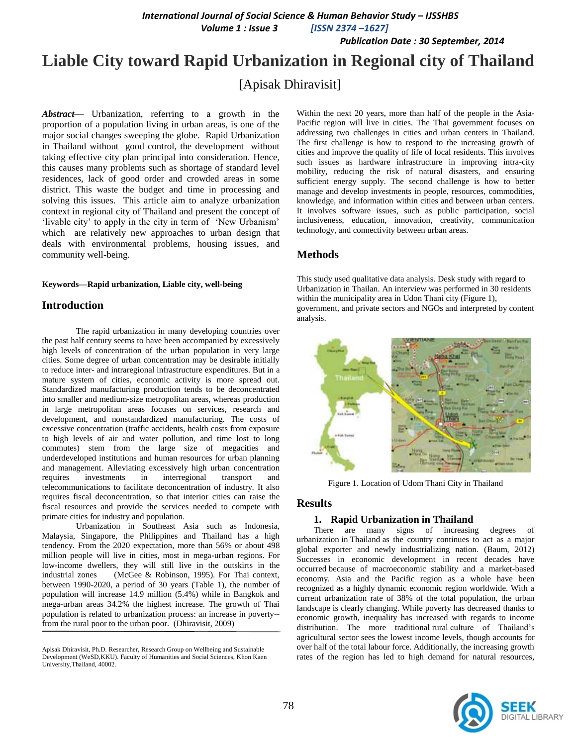# Liable City toward Rapid Urbanization in Regional city of Thailand

[Apisak Dhiravisit]

***Abstract***— Urbanization, referring to a growth in the proportion of a population living in urban areas, is one of the major social changes sweeping the globe. Rapid Urbanization in Thailand without good control, the development without taking effective city plan principal into consideration. Hence, this causes many problems such as shortage of standard level residences, lack of good order and crowded areas in some district. This waste the budget and time in processing and solving this issues. This article aim to analyze urbanization context in regional city of Thailand and present the concept of 'livable city' to apply in the city in term of 'New Urbanism' which are relatively new approaches to urban design that deals with environmental problems, housing issues, and community well-being.

**Keywords—Rapid urbanization, Liable city, well-being**

## Introduction

The rapid urbanization in many developing countries over the past half century seems to have been accompanied by excessively high levels of concentration of the urban population in very large cities. Some degree of urban concentration may be desirable initially to reduce inter- and intraregional infrastructure expenditures. But in a mature system of cities, economic activity is more spread out. Standardized manufacturing production tends to be deconcentrated into smaller and medium-size metropolitan areas, whereas production in large metropolitan areas focuses on services, research and development, and nonstandardized manufacturing. The costs of excessive concentration (traffic accidents, health costs from exposure to high levels of air and water pollution, and time lost to long commutes) stem from the large size of megacities and underdeveloped institutions and human resources for urban planning and management. Alleviating excessively high urban concentration requires investments in interregional transport and telecommunications to facilitate deconcentration of industry. It also requires fiscal deconcentration, so that interior cities can raise the fiscal resources and provide the services needed to compete with primate cities for industry and population.

Urbanization in Southeast Asia such as Indonesia, Malaysia, Singapore, the Philippines and Thailand has a high tendency. From the 2020 expectation, more than 56% or about 498 million people will live in cities, most in mega-urban regions. For low-income dwellers, they will still live in the outskirts in the industrial zones (McGee & Robinson, 1995). For Thai context, between 1990-2020, a period of 30 years (Table 1), the number of population will increase 14.9 million (5.4%) while in Bangkok and mega-urban areas 34.2% the highest increase. The growth of Thai population is related to urbanization process: an increase in poverty--from the rural poor to the urban poor. (Dhiravisit, 2009)

Apisak Dhiravisit, Ph.D. Researcher, Research Group on Wellbeing and Sustainable Development (WeSD,KKU). Faculty of Humanities and Social Sciences, Khon Kaen University,Thailand, 40002.

Within the next 20 years, more than half of the people in the Asia-Pacific region will live in cities. The Thai government focuses on addressing two challenges in cities and urban centers in Thailand. The first challenge is how to respond to the increasing growth of cities and improve the quality of life of local residents. This involves such issues as hardware infrastructure in improving intra-city mobility, reducing the risk of natural disasters, and ensuring sufficient energy supply. The second challenge is how to better manage and develop investments in people, resources, commodities, knowledge, and information within cities and between urban centers. It involves software issues, such as public participation, social inclusiveness, education, innovation, creativity, communication technology, and connectivity between urban areas.

## Methods

This study used qualitative data analysis. Desk study with regard to Urbanization in Thailan. An interview was performed in 30 residents within the municipality area in Udon Thani city (Figure 1), government, and private sectors and NGOs and interpreted by content analysis.

Figure 1. Location of Udom Thani City in Thailand

## Results

### 1. Rapid Urbanization in Thailand

There are many signs of increasing degrees of urbanization in Thailand as the country continues to act as a major global exporter and newly industrializing nation. (Baum, 2012) Successes in economic development in recent decades have occurred because of macroeconomic stability and a market-based economy. Asia and the Pacific region as a whole have been recognized as a highly dynamic economic region worldwide. With a current urbanization rate of 38% of the total population, the urban landscape is clearly changing. While poverty has decreased thanks to economic growth, inequality has increased with regards to income distribution. The more traditional rural culture of Thailand's agricultural sector sees the lowest income levels, though accounts for over half of the total labour force. Additionally, the increasing growth rates of the region has led to high demand for natural resources,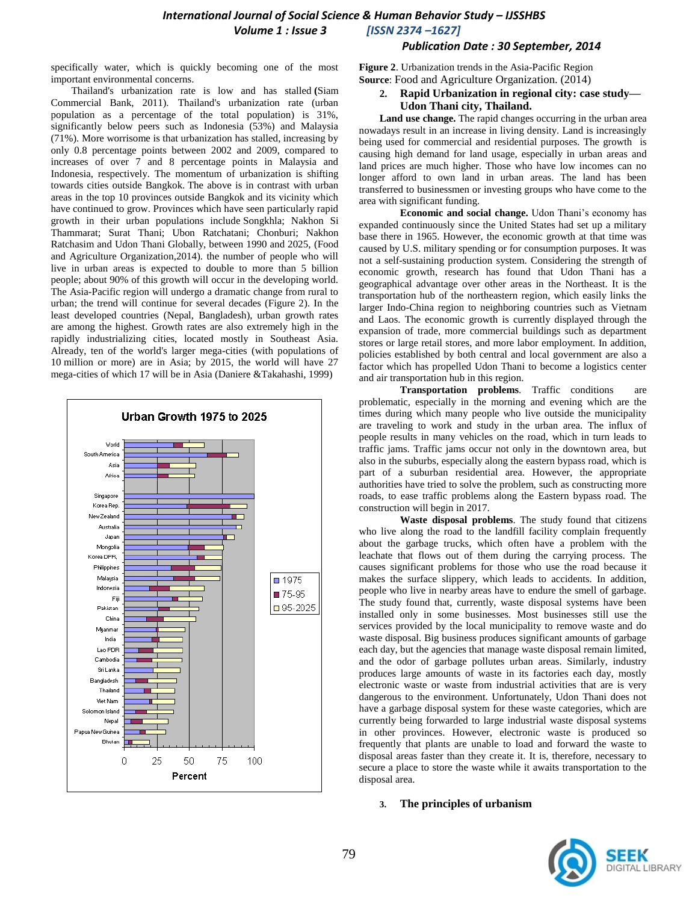specifically water, which is quickly becoming one of the most important environmental concerns.

Thailand's urbanization rate is low and has stalled (Siam Commercial Bank, 2011). Thailand's urbanization rate (urban population as a percentage of the total population) is 31%, significantly below peers such as Indonesia (53%) and Malaysia (71%). More worrisome is that urbanization has stalled, increasing by only 0.8 percentage points between 2002 and 2009, compared to increases of over 7 and 8 percentage points in Malaysia and Indonesia, respectively. The momentum of urbanization is shifting towards cities outside Bangkok. The above is in contrast with urban areas in the top 10 provinces outside Bangkok and its vicinity which have continued to grow. Provinces which have seen particularly rapid growth in their urban populations include Songkhla; Nakhon Si Thammarat; Surat Thani; Ubon Ratchatani; Chonburi; Nakhon Ratchasim and Udon Thani Globally, between 1990 and 2025, (Food and Agriculture Organization,2014). the number of people who will live in urban areas is expected to double to more than 5 billion people; about 90% of this growth will occur in the developing world. The Asia-Pacific region will undergo a dramatic change from rural to urban; the trend will continue for several decades (Figure 2). In the least developed countries (Nepal, Bangladesh), urban growth rates are among the highest. Growth rates are also extremely high in the rapidly industrializing cities, located mostly in Southeast Asia. Already, ten of the world's larger mega-cities (with populations of 10 million or more) are in Asia; by 2015, the world will have 27 mega-cities of which 17 will be in Asia (Daniere &Takahashi, 1999)

**Figure 2**. Urbanization trends in the Asia-Pacific Region
**Source**: Food and Agriculture Organization. (2014)

## 2. Rapid Urbanization in regional city: case study—Udon Thani city, Thailand.

**Land use change.** The rapid changes occurring in the urban area nowadays result in an increase in living density. Land is increasingly being used for commercial and residential purposes. The growth is causing high demand for land usage, especially in urban areas and land prices are much higher. Those who have low incomes can no longer afford to own land in urban areas. The land has been transferred to businessmen or investing groups who have come to the area with significant funding.

**Economic and social change.** Udon Thani's economy has expanded continuously since the United States had set up a military base there in 1965. However, the economic growth at that time was caused by U.S. military spending or for consumption purposes. It was not a self-sustaining production system. Considering the strength of economic growth, research has found that Udon Thani has a geographical advantage over other areas in the Northeast. It is the transportation hub of the northeastern region, which easily links the larger Indo-China region to neighboring countries such as Vietnam and Laos. The economic growth is currently displayed through the expansion of trade, more commercial buildings such as department stores or large retail stores, and more labor employment. In addition, policies established by both central and local government are also a factor which has propelled Udon Thani to become a logistics center and air transportation hub in this region.

**Transportation problems**. Traffic conditions are problematic, especially in the morning and evening which are the times during which many people who live outside the municipality are traveling to work and study in the urban area. The influx of people results in many vehicles on the road, which in turn leads to traffic jams. Traffic jams occur not only in the downtown area, but also in the suburbs, especially along the eastern bypass road, which is part of a suburban residential area. However, the appropriate authorities have tried to solve the problem, such as constructing more roads, to ease traffic problems along the Eastern bypass road. The construction will begin in 2017.

**Waste disposal problems**. The study found that citizens who live along the road to the landfill facility complain frequently about the garbage trucks, which often have a problem with the leachate that flows out of them during the carrying process. The causes significant problems for those who use the road because it makes the surface slippery, which leads to accidents. In addition, people who live in nearby areas have to endure the smell of garbage. The study found that, currently, waste disposal systems have been installed only in some businesses. Most businesses still use the services provided by the local municipality to remove waste and do waste disposal. Big business produces significant amounts of garbage each day, but the agencies that manage waste disposal remain limited, and the odor of garbage pollutes urban areas. Similarly, industry produces large amounts of waste in its factories each day, mostly electronic waste or waste from industrial activities that are very dangerous to the environment. Unfortunately, Udon Thani does not have a garbage disposal system for these waste categories, which are currently being forwarded to large industrial waste disposal systems in other provinces. However, electronic waste is produced so frequently that plants are unable to load and forward the waste to disposal areas faster than they create it. It is, therefore, necessary to secure a place to store the waste while it awaits transportation to the disposal area.

## 3. The principles of urbanism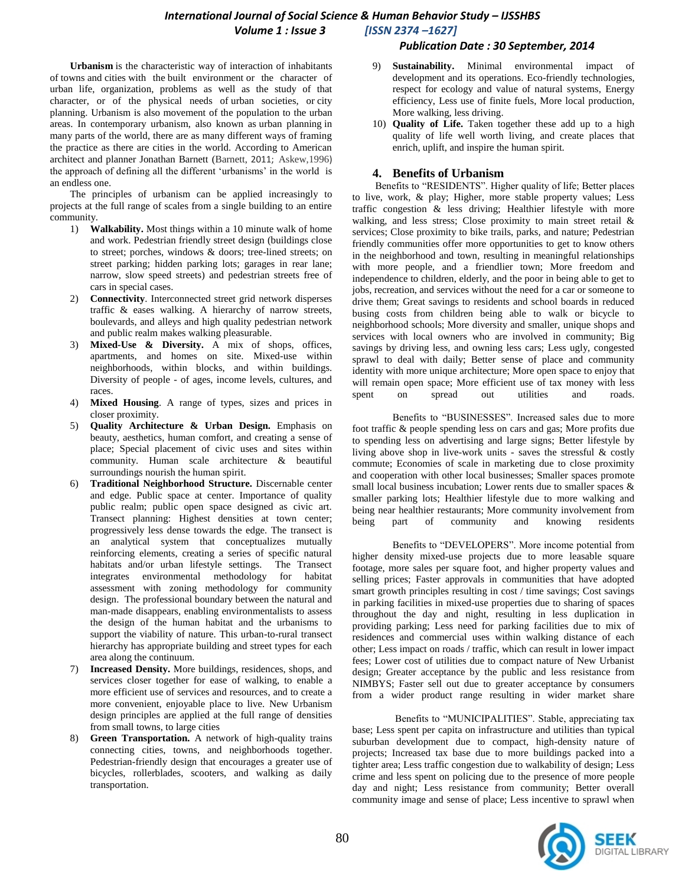**Urbanism** is the characteristic way of interaction of inhabitants of towns and cities with the built environment or the character of urban life, organization, problems as well as the study of that character, or of the physical needs of urban societies, or city planning. Urbanism is also movement of the population to the urban areas. In contemporary urbanism, also known as urban planning in many parts of the world, there are as many different ways of framing the practice as there are cities in the world. According to American architect and planner Jonathan Barnett (Barnett, 2011; Askew,1996) the approach of defining all the different 'urbanisms' in the world is an endless one.

The principles of urbanism can be applied increasingly to projects at the full range of scales from a single building to an entire community.

1) **Walkability.** Most things within a 10 minute walk of home and work. Pedestrian friendly street design (buildings close to street; porches, windows & doors; tree-lined streets; on street parking; hidden parking lots; garages in rear lane; narrow, slow speed streets) and pedestrian streets free of cars in special cases.
2) **Connectivity**. Interconnected street grid network disperses traffic & eases walking. A hierarchy of narrow streets, boulevards, and alleys and high quality pedestrian network and public realm makes walking pleasurable.
3) **Mixed-Use & Diversity.** A mix of shops, offices, apartments, and homes on site. Mixed-use within neighborhoods, within blocks, and within buildings. Diversity of people - of ages, income levels, cultures, and races.
4) **Mixed Housing**. A range of types, sizes and prices in closer proximity.
5) **Quality Architecture & Urban Design.** Emphasis on beauty, aesthetics, human comfort, and creating a sense of place; Special placement of civic uses and sites within community. Human scale architecture & beautiful surroundings nourish the human spirit.
6) **Traditional Neighborhood Structure.** Discernable center and edge. Public space at center. Importance of quality public realm; public open space designed as civic art. Transect planning: Highest densities at town center; progressively less dense towards the edge. The transect is an analytical system that conceptualizes mutually reinforcing elements, creating a series of specific natural habitats and/or urban lifestyle settings. The Transect integrates environmental methodology for habitat assessment with zoning methodology for community design. The professional boundary between the natural and man-made disappears, enabling environmentalists to assess the design of the human habitat and the urbanisms to support the viability of nature. This urban-to-rural transect hierarchy has appropriate building and street types for each area along the continuum.
7) **Increased Density.** More buildings, residences, shops, and services closer together for ease of walking, to enable a more efficient use of services and resources, and to create a more convenient, enjoyable place to live. New Urbanism design principles are applied at the full range of densities from small towns, to large cities
8) **Green Transportation.** A network of high-quality trains connecting cities, towns, and neighborhoods together. Pedestrian-friendly design that encourages a greater use of bicycles, rollerblades, scooters, and walking as daily transportation.
9) **Sustainability.** Minimal environmental impact of development and its operations. Eco-friendly technologies, respect for ecology and value of natural systems, Energy efficiency, Less use of finite fuels, More local production, More walking, less driving.
10) **Quality of Life.** Taken together these add up to a high quality of life well worth living, and create places that enrich, uplift, and inspire the human spirit.

## 4. Benefits of Urbanism

Benefits to "RESIDENTS". Higher quality of life; Better places to live, work, & play; Higher, more stable property values; Less traffic congestion & less driving; Healthier lifestyle with more walking, and less stress; Close proximity to main street retail & services; Close proximity to bike trails, parks, and nature; Pedestrian friendly communities offer more opportunities to get to know others in the neighborhood and town, resulting in meaningful relationships with more people, and a friendlier town; More freedom and independence to children, elderly, and the poor in being able to get to jobs, recreation, and services without the need for a car or someone to drive them; Great savings to residents and school boards in reduced busing costs from children being able to walk or bicycle to neighborhood schools; More diversity and smaller, unique shops and services with local owners who are involved in community; Big savings by driving less, and owning less cars; Less ugly, congested sprawl to deal with daily; Better sense of place and community identity with more unique architecture; More open space to enjoy that will remain open space; More efficient use of tax money with less spent on spread out utilities and roads.

Benefits to "BUSINESSES". Increased sales due to more foot traffic & people spending less on cars and gas; More profits due to spending less on advertising and large signs; Better lifestyle by living above shop in live-work units - saves the stressful & costly commute; Economies of scale in marketing due to close proximity and cooperation with other local businesses; Smaller spaces promote small local business incubation; Lower rents due to smaller spaces & smaller parking lots; Healthier lifestyle due to more walking and being near healthier restaurants; More community involvement from being part of community and knowing residents

Benefits to "DEVELOPERS". More income potential from higher density mixed-use projects due to more leasable square footage, more sales per square foot, and higher property values and selling prices; Faster approvals in communities that have adopted smart growth principles resulting in cost / time savings; Cost savings in parking facilities in mixed-use properties due to sharing of spaces throughout the day and night, resulting in less duplication in providing parking; Less need for parking facilities due to mix of residences and commercial uses within walking distance of each other; Less impact on roads / traffic, which can result in lower impact fees; Lower cost of utilities due to compact nature of New Urbanist design; Greater acceptance by the public and less resistance from NIMBYS; Faster sell out due to greater acceptance by consumers from a wider product range resulting in wider market share

Benefits to "MUNICIPALITIES". Stable, appreciating tax base; Less spent per capita on infrastructure and utilities than typical suburban development due to compact, high-density nature of projects; Increased tax base due to more buildings packed into a tighter area; Less traffic congestion due to walkability of design; Less crime and less spent on policing due to the presence of more people day and night; Less resistance from community; Better overall community image and sense of place; Less incentive to sprawl when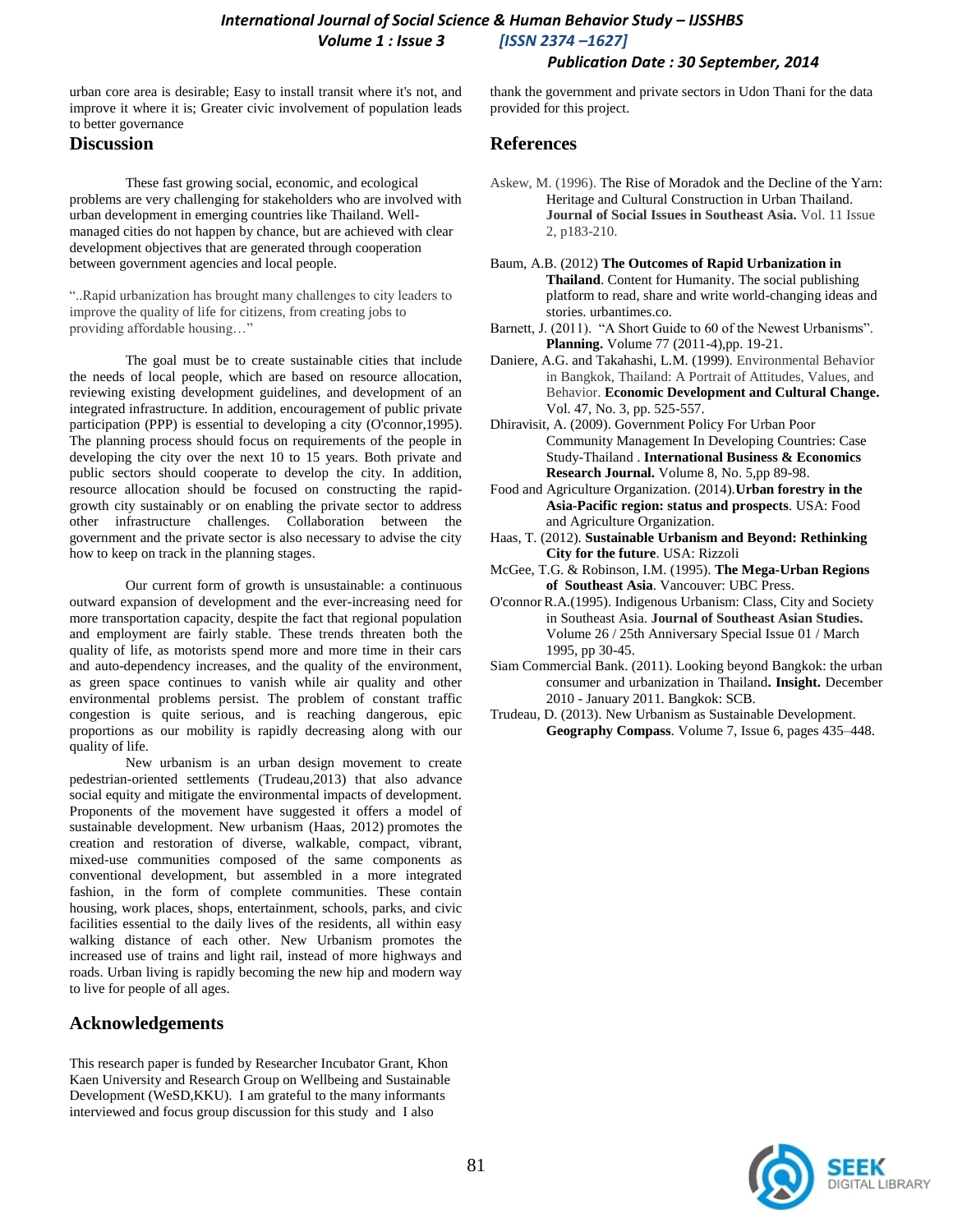urban core area is desirable; Easy to install transit where it's not, and improve it where it is; Greater civic involvement of population leads to better governance

## Discussion

These fast growing social, economic, and ecological problems are very challenging for stakeholders who are involved with urban development in emerging countries like Thailand. Well-managed cities do not happen by chance, but are achieved with clear development objectives that are generated through cooperation between government agencies and local people.

"..Rapid urbanization has brought many challenges to city leaders to improve the quality of life for citizens, from creating jobs to providing affordable housing…"

The goal must be to create sustainable cities that include the needs of local people, which are based on resource allocation, reviewing existing development guidelines, and development of an integrated infrastructure. In addition, encouragement of public private participation (PPP) is essential to developing a city (O'connor,1995). The planning process should focus on requirements of the people in developing the city over the next 10 to 15 years. Both private and public sectors should cooperate to develop the city. In addition, resource allocation should be focused on constructing the rapid-growth city sustainably or on enabling the private sector to address other infrastructure challenges. Collaboration between the government and the private sector is also necessary to advise the city how to keep on track in the planning stages.

Our current form of growth is unsustainable: a continuous outward expansion of development and the ever-increasing need for more transportation capacity, despite the fact that regional population and employment are fairly stable. These trends threaten both the quality of life, as motorists spend more and more time in their cars and auto-dependency increases, and the quality of the environment, as green space continues to vanish while air quality and other environmental problems persist. The problem of constant traffic congestion is quite serious, and is reaching dangerous, epic proportions as our mobility is rapidly decreasing along with our quality of life.

New urbanism is an urban design movement to create pedestrian-oriented settlements (Trudeau,2013) that also advance social equity and mitigate the environmental impacts of development. Proponents of the movement have suggested it offers a model of sustainable development. New urbanism (Haas, 2012) promotes the creation and restoration of diverse, walkable, compact, vibrant, mixed-use communities composed of the same components as conventional development, but assembled in a more integrated fashion, in the form of complete communities. These contain housing, work places, shops, entertainment, schools, parks, and civic facilities essential to the daily lives of the residents, all within easy walking distance of each other. New Urbanism promotes the increased use of trains and light rail, instead of more highways and roads. Urban living is rapidly becoming the new hip and modern way to live for people of all ages.

## Acknowledgements

This research paper is funded by Researcher Incubator Grant, Khon Kaen University and Research Group on Wellbeing and Sustainable Development (WeSD,KKU). I am grateful to the many informants interviewed and focus group discussion for this study and I also thank the government and private sectors in Udon Thani for the data provided for this project.

## References

Askew, M. (1996). The Rise of Moradok and the Decline of the Yarn: Heritage and Cultural Construction in Urban Thailand. **Journal of Social Issues in Southeast Asia.** Vol. 11 Issue 2, p183-210.

Baum, A.B. (2012) **The Outcomes of Rapid Urbanization in Thailand**. Content for Humanity. The social publishing platform to read, share and write world-changing ideas and stories. urbantimes.co.

Barnett, J. (2011). "A Short Guide to 60 of the Newest Urbanisms". **Planning.** Volume 77 (2011-4),pp. 19-21.

Daniere, A.G. and Takahashi, L.M. (1999). Environmental Behavior in Bangkok, Thailand: A Portrait of Attitudes, Values, and Behavior. **Economic Development and Cultural Change.** Vol. 47, No. 3, pp. 525-557.

Dhiravisit, A. (2009). Government Policy For Urban Poor Community Management In Developing Countries: Case Study-Thailand . **International Business & Economics Research Journal.** Volume 8, No. 5,pp 89-98.

Food and Agriculture Organization. (2014).**Urban forestry in the Asia-Pacific region: status and prospects**. USA: Food and Agriculture Organization.

Haas, T. (2012). **Sustainable Urbanism and Beyond: Rethinking City for the future**. USA: Rizzoli

McGee, T.G. & Robinson, I.M. (1995). **The Mega-Urban Regions of Southeast Asia**. Vancouver: UBC Press.

O'connor R.A.(1995). Indigenous Urbanism: Class, City and Society in Southeast Asia. **Journal of Southeast Asian Studies.** Volume 26 / 25th Anniversary Special Issue 01 / March 1995, pp 30-45.

Siam Commercial Bank. (2011). Looking beyond Bangkok: the urban consumer and urbanization in Thailand**. Insight.** December 2010 - January 2011. Bangkok: SCB.

Trudeau, D. (2013). New Urbanism as Sustainable Development. **Geography Compass**. Volume 7, Issue 6, pages 435–448.